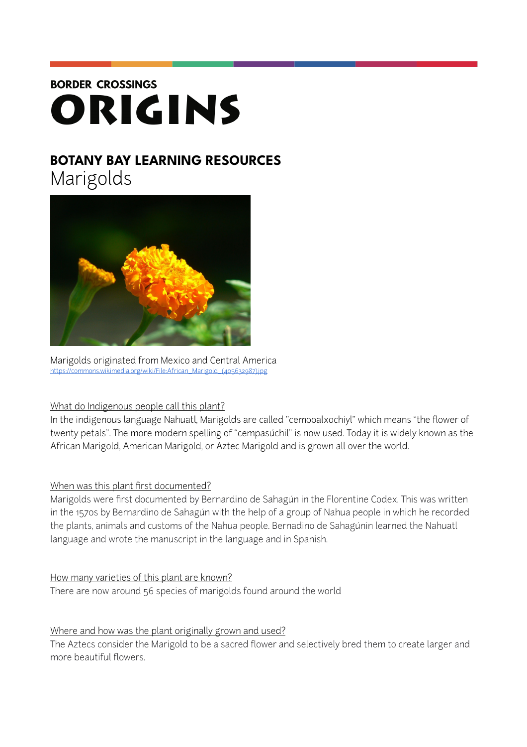**BORDER CROSSINGS**

# ORIGINS

## BOTANY BAY LEARNING RESOURCES

Marigolds

Marigolds originated from Mexico and Central America

https://commons.wikimedia.org/wiki/File:African_Marigold_(405632987).jpg

### What do Indigenous people call this plant?

In the indigenous language Nahuatl, Marigolds are called "cemooalxochiyl" which means "the flower of twenty petals". The more modern spelling of "cempasúchil" is now used. Today it is widely known as the African Marigold, American Marigold, or Aztec Marigold and is grown all over the world.

### When was this plant first documented?

Marigolds were first documented by Bernardino de Sahagún in the Florentine Codex. This was written in the 1570s by Bernardino de Sahagún with the help of a group of Nahua people in which he recorded the plants, animals and customs of the Nahua people. Bernadino de Sahagúnin learned the Nahuatl language and wrote the manuscript in the language and in Spanish.

### How many varieties of this plant are known?

There are now around 56 species of marigolds found around the world

### Where and how was the plant originally grown and used?

The Aztecs consider the Marigold to be a sacred flower and selectively bred them to create larger and more beautiful flowers.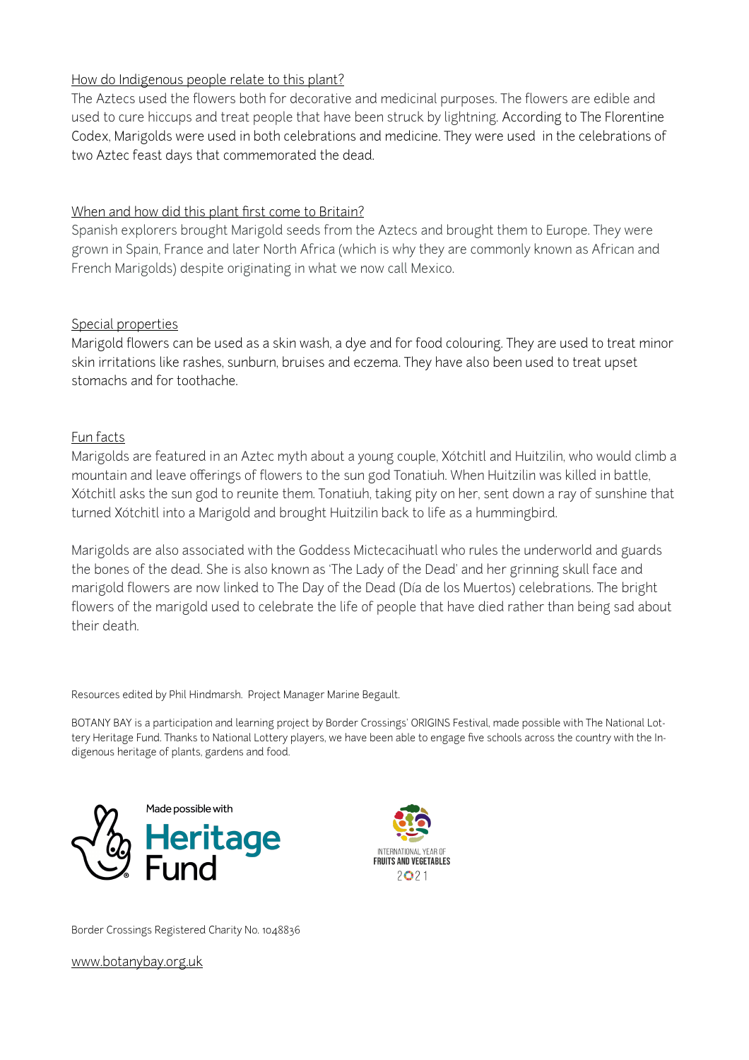How do Indigenous people relate to this plant?

The Aztecs used the flowers both for decorative and medicinal purposes. The flowers are edible and used to cure hiccups and treat people that have been struck by lightning. According to The Florentine Codex, Marigolds were used in both celebrations and medicine. They were used in the celebrations of two Aztec feast days that commemorated the dead.

When and how did this plant first come to Britain?

Spanish explorers brought Marigold seeds from the Aztecs and brought them to Europe. They were grown in Spain, France and later North Africa (which is why they are commonly known as African and French Marigolds) despite originating in what we now call Mexico.

Special properties

Marigold flowers can be used as a skin wash, a dye and for food colouring. They are used to treat minor skin irritations like rashes, sunburn, bruises and eczema. They have also been used to treat upset stomachs and for toothache.

Fun facts

Marigolds are featured in an Aztec myth about a young couple, Xótchitl and Huitzilin, who would climb a mountain and leave offerings of flowers to the sun god Tonatiuh. When Huitzilin was killed in battle, Xótchitl asks the sun god to reunite them. Tonatiuh, taking pity on her, sent down a ray of sunshine that turned Xótchitl into a Marigold and brought Huitzilin back to life as a hummingbird.

Marigolds are also associated with the Goddess Mictecacihuatl who rules the underworld and guards the bones of the dead. She is also known as 'The Lady of the Dead' and her grinning skull face and marigold flowers are now linked to The Day of the Dead (Día de los Muertos) celebrations. The bright flowers of the marigold used to celebrate the life of people that have died rather than being sad about their death.

Resources edited by Phil Hindmarsh. Project Manager Marine Begault.

BOTANY BAY is a participation and learning project by Border Crossings' ORIGINS Festival, made possible with The National Lottery Heritage Fund. Thanks to National Lottery players, we have been able to engage five schools across the country with the Indigenous heritage of plants, gardens and food.

Made possible with Heritage Fund

INTERNATIONAL YEAR OF FRUITS AND VEGETABLES 2021

Border Crossings Registered Charity No. 1048836

www.botanybay.org.uk